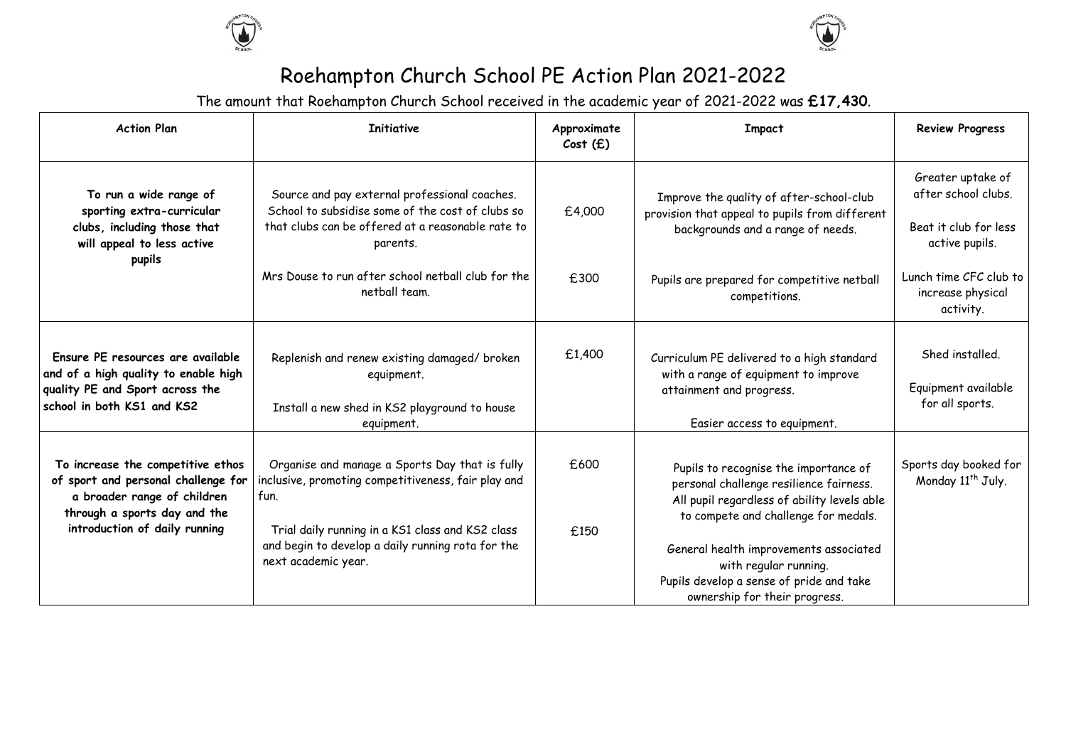# Roehampton Church School PE Action Plan 2021-2022

The amount that Roehampton Church School received in the academic year of 2021-2022 was **£17,430**.

| Action Plan | Initiative | Approximate Cost (£) | Impact | Review Progress |
|---|---|---|---|---|
| **To run a wide range of sporting extra-curricular clubs, including those that will appeal to less active pupils** | Source and pay external professional coaches. School to subsidise some of the cost of clubs so that clubs can be offered at a reasonable rate to parents.<br><br>Mrs Douse to run after school netball club for the netball team. | £4,000<br><br>£300 | Improve the quality of after-school-club provision that appeal to pupils from different backgrounds and a range of needs.<br><br>Pupils are prepared for competitive netball competitions. | Greater uptake of after school clubs.<br><br>Beat it club for less active pupils.<br><br>Lunch time CFC club to increase physical activity. |
| **Ensure PE resources are available and of a high quality to enable high quality PE and Sport across the school in both KS1 and KS2** | Replenish and renew existing damaged/ broken equipment.<br><br>Install a new shed in KS2 playground to house equipment. | £1,400 | Curriculum PE delivered to a high standard with a range of equipment to improve attainment and progress.<br><br>Easier access to equipment. | Shed installed.<br><br>Equipment available for all sports. |
| **To increase the competitive ethos of sport and personal challenge for a broader range of children through a sports day and the introduction of daily running** | Organise and manage a Sports Day that is fully inclusive, promoting competitiveness, fair play and fun.<br><br>Trial daily running in a KS1 class and KS2 class and begin to develop a daily running rota for the next academic year. | £600<br><br>£150 | Pupils to recognise the importance of personal challenge resilience fairness. All pupil regardless of ability levels able to compete and challenge for medals.<br><br>General health improvements associated with regular running.<br>Pupils develop a sense of pride and take ownership for their progress. | Sports day booked for Monday 11th July. |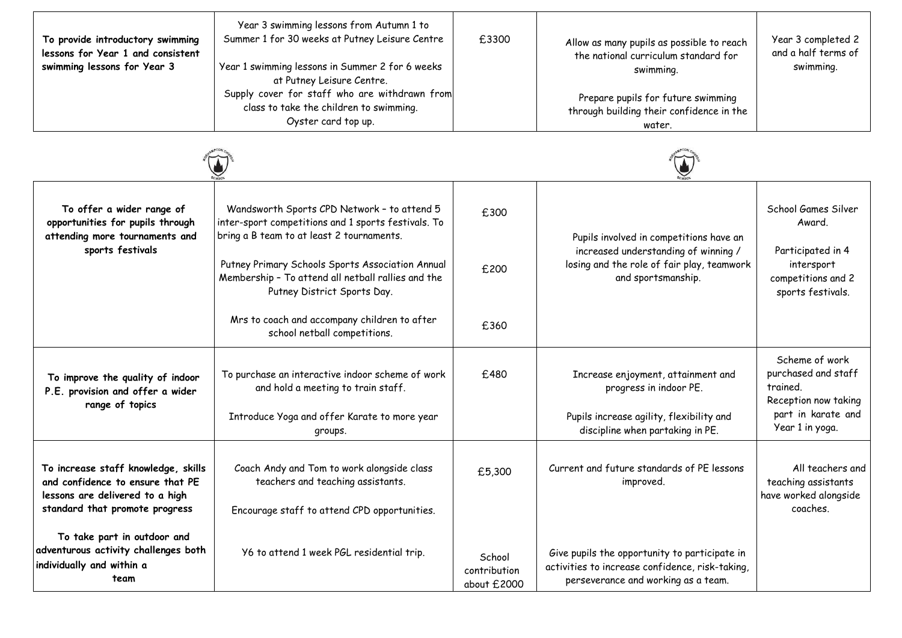| | | | | |
|---|---|---|---|---|
| **To provide introductory swimming lessons for Year 1 and consistent swimming lessons for Year 3** | Year 3 swimming lessons from Autumn 1 to Summer 1 for 30 weeks at Putney Leisure Centre<br><br>Year 1 swimming lessons in Summer 2 for 6 weeks at Putney Leisure Centre.<br>Supply cover for staff who are withdrawn from class to take the children to swimming.<br>Oyster card top up. | £3300 | Allow as many pupils as possible to reach the national curriculum standard for swimming.<br><br>Prepare pupils for future swimming through building their confidence in the water. | Year 3 completed 2 and a half terms of swimming. |

| | | | | |
|---|---|---|---|---|
| **To offer a wider range of opportunities for pupils through attending more tournaments and sports festivals** | Wandsworth Sports CPD Network – to attend 5 inter-sport competitions and 1 sports festivals. To bring a B team to at least 2 tournaments.<br><br>Putney Primary Schools Sports Association Annual Membership – To attend all netball rallies and the Putney District Sports Day.<br><br>Mrs to coach and accompany children to after school netball competitions. | £300<br><br>£200<br><br>£360 | Pupils involved in competitions have an increased understanding of winning / losing and the role of fair play, teamwork and sportsmanship. | School Games Silver Award.<br><br>Participated in 4 intersport competitions and 2 sports festivals. |
| **To improve the quality of indoor P.E. provision and offer a wider range of topics** | To purchase an interactive indoor scheme of work and hold a meeting to train staff.<br><br>Introduce Yoga and offer Karate to more year groups. | £480 | Increase enjoyment, attainment and progress in indoor PE.<br><br>Pupils increase agility, flexibility and discipline when partaking in PE. | Scheme of work purchased and staff trained.<br>Reception now taking part in karate and Year 1 in yoga. |
| **To increase staff knowledge, skills and confidence to ensure that PE lessons are delivered to a high standard that promote progress**<br><br>**To take part in outdoor and adventurous activity challenges both individually and within a team** | Coach Andy and Tom to work alongside class teachers and teaching assistants.<br><br>Encourage staff to attend CPD opportunities.<br><br>Y6 to attend 1 week PGL residential trip. | £5,300<br><br>School contribution about £2000 | Current and future standards of PE lessons improved.<br><br>Give pupils the opportunity to participate in activities to increase confidence, risk-taking, perseverance and working as a team. | All teachers and teaching assistants have worked alongside coaches. |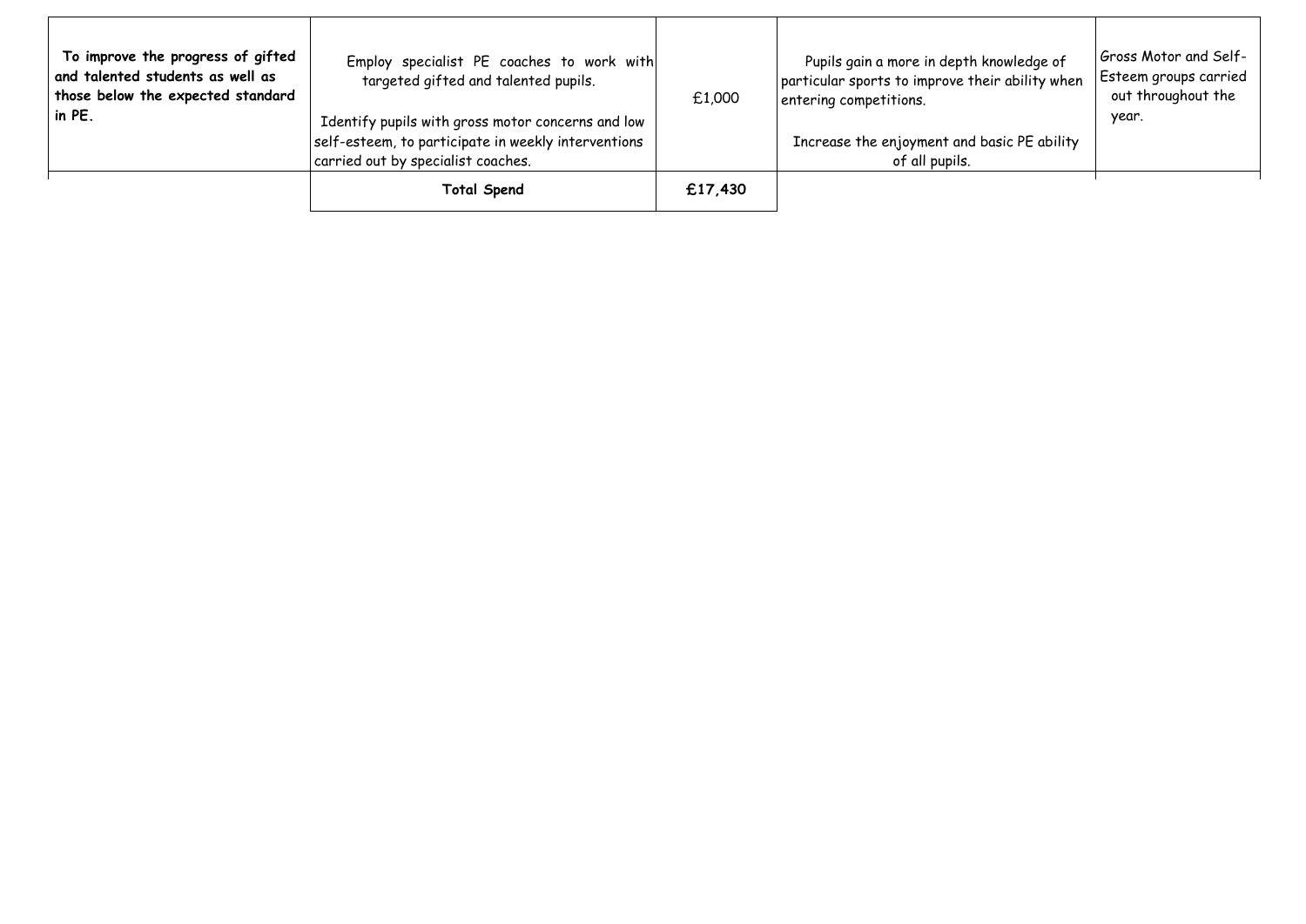| | | | | |
|---|---|---|---|---|
| **To improve the progress of gifted and talented students as well as those below the expected standard in PE.** | Employ specialist PE coaches to work with targeted gifted and talented pupils.<br><br>Identify pupils with gross motor concerns and low self-esteem, to participate in weekly interventions carried out by specialist coaches. | £1,000 | Pupils gain a more in depth knowledge of particular sports to improve their ability when entering competitions.<br><br>Increase the enjoyment and basic PE ability of all pupils. | Gross Motor and Self-Esteem groups carried out throughout the year. |
| | **Total Spend** | **£17,430** | | |